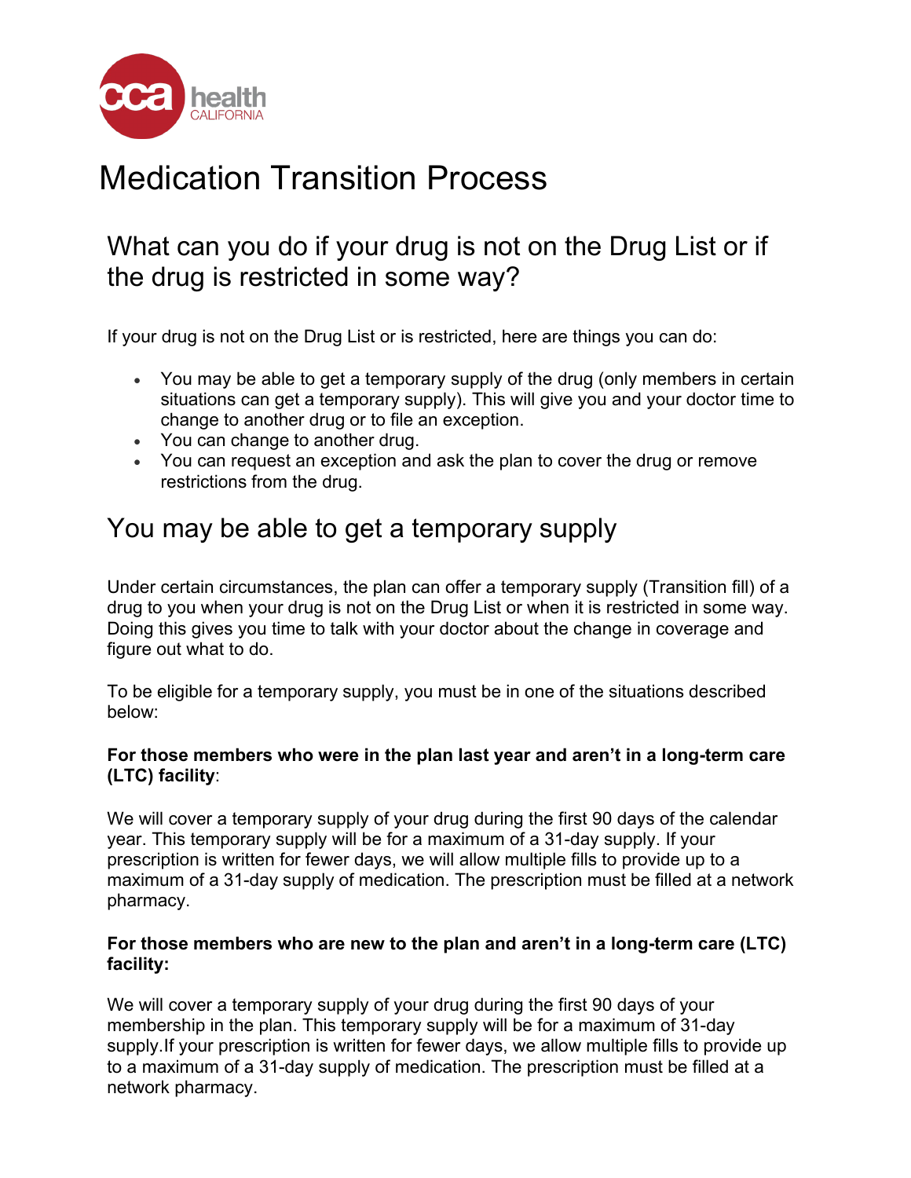# Medication Transition Process

## What can you do if your drug is not on the Drug List or if the drug is restricted in some way?

If your drug is not on the Drug List or is restricted, here are things you can do:

- You may be able to get a temporary supply of the drug (only members in certain situations can get a temporary supply). This will give you and your doctor time to change to another drug or to file an exception.
- You can change to another drug.
- You can request an exception and ask the plan to cover the drug or remove restrictions from the drug.

## You may be able to get a temporary supply

Under certain circumstances, the plan can offer a temporary supply (Transition fill) of a drug to you when your drug is not on the Drug List or when it is restricted in some way. Doing this gives you time to talk with your doctor about the change in coverage and figure out what to do.

To be eligible for a temporary supply, you must be in one of the situations described below:

**For those members who were in the plan last year and aren't in a long-term care (LTC) facility**:

We will cover a temporary supply of your drug during the first 90 days of the calendar year. This temporary supply will be for a maximum of a 31-day supply. If your prescription is written for fewer days, we will allow multiple fills to provide up to a maximum of a 31-day supply of medication. The prescription must be filled at a network pharmacy.

**For those members who are new to the plan and aren't in a long-term care (LTC) facility:**

We will cover a temporary supply of your drug during the first 90 days of your membership in the plan. This temporary supply will be for a maximum of 31-day supply.If your prescription is written for fewer days, we allow multiple fills to provide up to a maximum of a 31-day supply of medication. The prescription must be filled at a network pharmacy.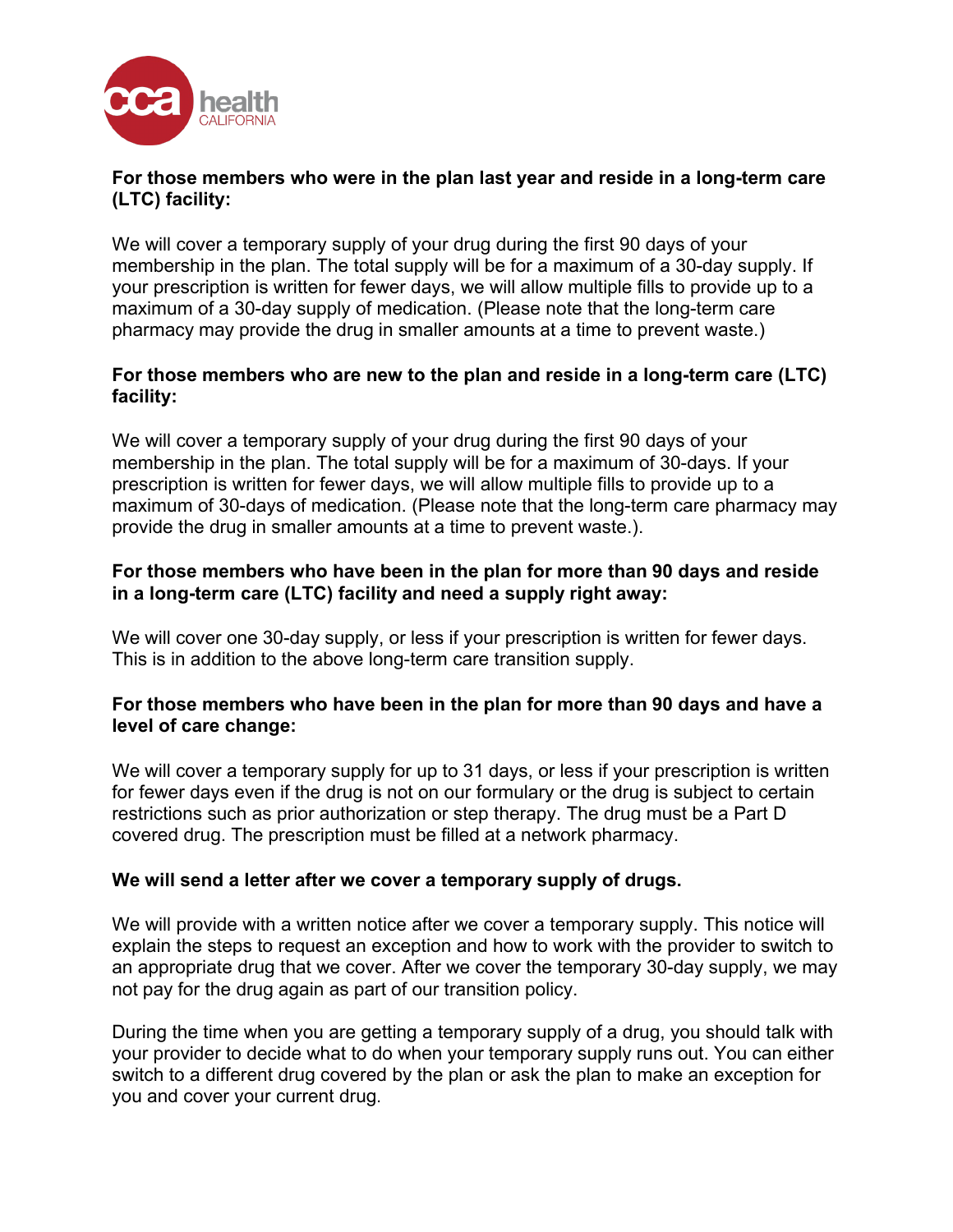**For those members who were in the plan last year and reside in a long-term care (LTC) facility:**

We will cover a temporary supply of your drug during the first 90 days of your membership in the plan. The total supply will be for a maximum of a 30-day supply. If your prescription is written for fewer days, we will allow multiple fills to provide up to a maximum of a 30-day supply of medication. (Please note that the long-term care pharmacy may provide the drug in smaller amounts at a time to prevent waste.)

**For those members who are new to the plan and reside in a long-term care (LTC) facility:**

We will cover a temporary supply of your drug during the first 90 days of your membership in the plan. The total supply will be for a maximum of 30-days. If your prescription is written for fewer days, we will allow multiple fills to provide up to a maximum of 30-days of medication. (Please note that the long-term care pharmacy may provide the drug in smaller amounts at a time to prevent waste.).

**For those members who have been in the plan for more than 90 days and reside in a long-term care (LTC) facility and need a supply right away:**

We will cover one 30-day supply, or less if your prescription is written for fewer days. This is in addition to the above long-term care transition supply.

**For those members who have been in the plan for more than 90 days and have a level of care change:**

We will cover a temporary supply for up to 31 days, or less if your prescription is written for fewer days even if the drug is not on our formulary or the drug is subject to certain restrictions such as prior authorization or step therapy. The drug must be a Part D covered drug. The prescription must be filled at a network pharmacy.

**We will send a letter after we cover a temporary supply of drugs.**

We will provide with a written notice after we cover a temporary supply. This notice will explain the steps to request an exception and how to work with the provider to switch to an appropriate drug that we cover. After we cover the temporary 30-day supply, we may not pay for the drug again as part of our transition policy.

During the time when you are getting a temporary supply of a drug, you should talk with your provider to decide what to do when your temporary supply runs out. You can either switch to a different drug covered by the plan or ask the plan to make an exception for you and cover your current drug.